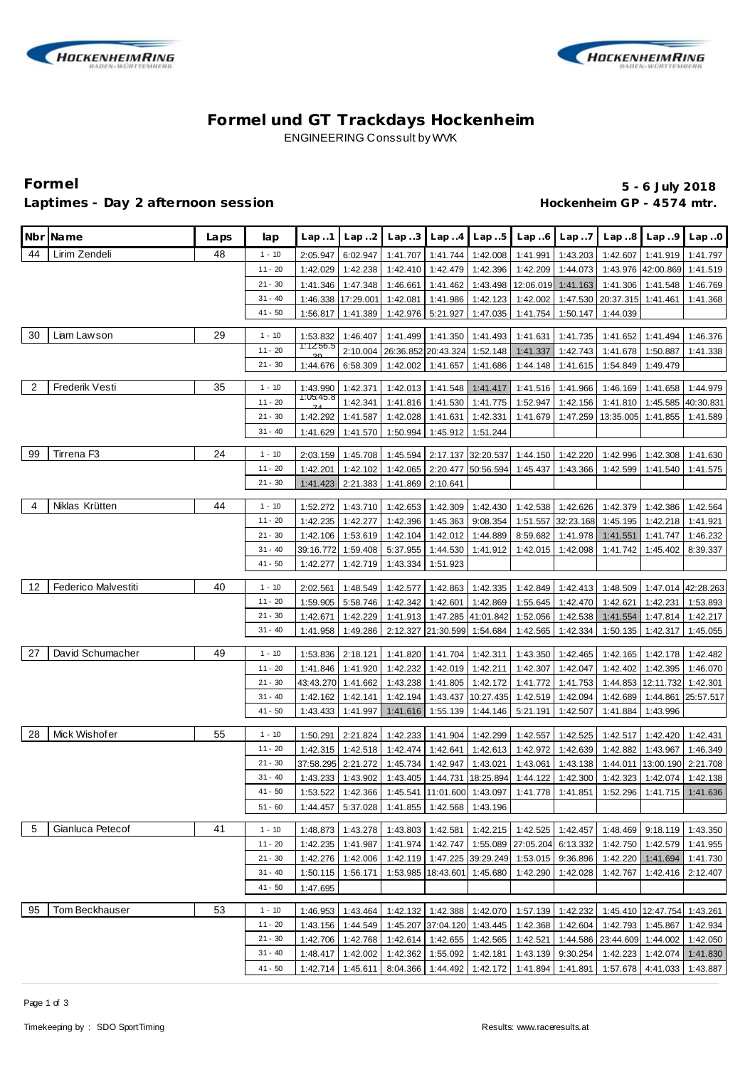# Formel und GT Trackdays Hockenheim

ENGINEERING Conssult by WVK

**Formel**

**Laptimes - Day 2 afternoon session**

**5 - 6 July 2018**

**Hockenheim GP - 4574 mtr.**

| Nbr | Name | Laps | lap | Lap..1 | Lap..2 | Lap..3 | Lap..4 | Lap..5 | Lap..6 | Lap..7 | Lap..8 | Lap..9 | Lap..0 |
|---|---|---|---|---|---|---|---|---|---|---|---|---|---|
| 44 | Lirim Zendeli | 48 | 1 - 10 | 2:05.947 | 6:02.947 | 1:41.707 | 1:41.744 | 1:42.008 | 1:41.991 | 1:43.203 | 1:42.607 | 1:41.919 | 1:41.797 |
| | | | 11 - 20 | 1:42.029 | 1:42.238 | 1:42.410 | 1:42.479 | 1:42.396 | 1:42.209 | 1:44.073 | 1:43.976 | 42:00.869 | 1:41.519 |
| | | | 21 - 30 | 1:41.346 | 1:47.348 | 1:46.661 | 1:41.462 | 1:43.498 | 12:06.019 | 1:41.163 | 1:41.306 | 1:41.548 | 1:46.769 |
| | | | 31 - 40 | 1:46.338 | 17:29.001 | 1:42.081 | 1:41.986 | 1:42.123 | 1:42.002 | 1:47.530 | 20:37.315 | 1:41.461 | 1:41.368 |
| | | | 41 - 50 | 1:56.817 | 1:41.389 | 1:42.976 | 5:21.927 | 1:47.035 | 1:41.754 | 1:50.147 | 1:44.039 | | |
| 30 | Liam Lawson | 29 | 1 - 10 | 1:53.832 | 1:46.407 | 1:41.499 | 1:41.350 | 1:41.493 | 1:41.631 | 1:41.735 | 1:41.652 | 1:41.494 | 1:46.376 |
| | | | 11 - 20 | 1:12:56.530 | 2:10.004 | 26:36.852 | 20:43.324 | 1:52.148 | 1:41.337 | 1:42.743 | 1:41.678 | 1:50.887 | 1:41.338 |
| | | | 21 - 30 | 1:44.676 | 6:58.309 | 1:42.002 | 1:41.657 | 1:41.686 | 1:44.148 | 1:41.615 | 1:54.849 | 1:49.479 | |
| 2 | Frederik Vesti | 35 | 1 - 10 | 1:43.990 | 1:42.371 | 1:42.013 | 1:41.548 | 1:41.417 | 1:41.516 | 1:41.966 | 1:46.169 | 1:41.658 | 1:44.979 |
| | | | 11 - 20 | 1:05:45.874 | 1:42.341 | 1:41.816 | 1:41.530 | 1:41.775 | 1:52.947 | 1:42.156 | 1:41.810 | 1:45.585 | 40:30.831 |
| | | | 21 - 30 | 1:42.292 | 1:41.587 | 1:42.028 | 1:41.631 | 1:42.331 | 1:41.679 | 1:47.259 | 13:35.005 | 1:41.855 | 1:41.589 |
| | | | 31 - 40 | 1:41.629 | 1:41.570 | 1:50.994 | 1:45.912 | 1:51.244 | | | | | |
| 99 | Tirrena F3 | 24 | 1 - 10 | 2:03.159 | 1:45.708 | 1:45.594 | 2:17.137 | 32:20.537 | 1:44.150 | 1:42.220 | 1:42.996 | 1:42.308 | 1:41.630 |
| | | | 11 - 20 | 1:42.201 | 1:42.102 | 1:42.065 | 2:20.477 | 50:56.594 | 1:45.437 | 1:43.366 | 1:42.599 | 1:41.540 | 1:41.575 |
| | | | 21 - 30 | 1:41.423 | 2:21.383 | 1:41.869 | 2:10.641 | | | | | | |
| 4 | Niklas Krütten | 44 | 1 - 10 | 1:52.272 | 1:43.710 | 1:42.653 | 1:42.309 | 1:42.430 | 1:42.538 | 1:42.626 | 1:42.379 | 1:42.386 | 1:42.564 |
| | | | 11 - 20 | 1:42.235 | 1:42.277 | 1:42.396 | 1:45.363 | 9:08.354 | 1:51.557 | 32:23.168 | 1:45.195 | 1:42.218 | 1:41.921 |
| | | | 21 - 30 | 1:42.106 | 1:53.619 | 1:42.104 | 1:42.012 | 1:44.889 | 8:59.682 | 1:41.978 | 1:41.551 | 1:41.747 | 1:46.232 |
| | | | 31 - 40 | 39:16.772 | 1:59.408 | 5:37.955 | 1:44.530 | 1:41.912 | 1:42.015 | 1:42.098 | 1:41.742 | 1:45.402 | 8:39.337 |
| | | | 41 - 50 | 1:42.277 | 1:42.719 | 1:43.334 | 1:51.923 | | | | | | |
| 12 | Federico Malvestiti | 40 | 1 - 10 | 2:02.561 | 1:48.549 | 1:42.577 | 1:42.863 | 1:42.335 | 1:42.849 | 1:42.413 | 1:48.509 | 1:47.014 | 42:28.263 |
| | | | 11 - 20 | 1:59.905 | 5:58.746 | 1:42.342 | 1:42.601 | 1:42.869 | 1:55.645 | 1:42.470 | 1:42.621 | 1:42.231 | 1:53.893 |
| | | | 21 - 30 | 1:42.671 | 1:42.229 | 1:41.913 | 1:47.285 | 41:01.842 | 1:52.056 | 1:42.538 | 1:41.554 | 1:47.814 | 1:42.217 |
| | | | 31 - 40 | 1:41.958 | 1:49.286 | 2:12.327 | 21:30.599 | 1:54.684 | 1:42.565 | 1:42.334 | 1:50.135 | 1:42.317 | 1:45.055 |
| 27 | David Schumacher | 49 | 1 - 10 | 1:53.836 | 2:18.121 | 1:41.820 | 1:41.704 | 1:42.311 | 1:43.350 | 1:42.465 | 1:42.165 | 1:42.178 | 1:42.482 |
| | | | 11 - 20 | 1:41.846 | 1:41.920 | 1:42.232 | 1:42.019 | 1:42.211 | 1:42.307 | 1:42.047 | 1:42.402 | 1:42.395 | 1:46.070 |
| | | | 21 - 30 | 43:43.270 | 1:41.662 | 1:43.238 | 1:41.805 | 1:42.172 | 1:41.772 | 1:41.753 | 1:44.853 | 12:11.732 | 1:42.301 |
| | | | 31 - 40 | 1:42.162 | 1:42.141 | 1:42.194 | 1:43.437 | 10:27.435 | 1:42.519 | 1:42.094 | 1:42.689 | 1:44.861 | 25:57.517 |
| | | | 41 - 50 | 1:43.433 | 1:41.997 | 1:41.616 | 1:55.139 | 1:44.146 | 5:21.191 | 1:42.507 | 1:41.884 | 1:43.996 | |
| 28 | Mick Wishofer | 55 | 1 - 10 | 1:50.291 | 2:21.824 | 1:42.233 | 1:41.904 | 1:42.299 | 1:42.557 | 1:42.525 | 1:42.517 | 1:42.420 | 1:42.431 |
| | | | 11 - 20 | 1:42.315 | 1:42.518 | 1:42.474 | 1:42.641 | 1:42.613 | 1:42.972 | 1:42.639 | 1:42.882 | 1:43.967 | 1:46.349 |
| | | | 21 - 30 | 37:58.295 | 2:21.272 | 1:45.734 | 1:42.947 | 1:43.021 | 1:43.061 | 1:43.138 | 1:44.011 | 13:00.190 | 2:21.708 |
| | | | 31 - 40 | 1:43.233 | 1:43.902 | 1:43.405 | 1:44.731 | 18:25.894 | 1:44.122 | 1:42.300 | 1:42.323 | 1:42.074 | 1:42.138 |
| | | | 41 - 50 | 1:53.522 | 1:42.366 | 1:45.541 | 11:01.600 | 1:43.097 | 1:41.778 | 1:41.851 | 1:52.296 | 1:41.715 | 1:41.636 |
| | | | 51 - 60 | 1:44.457 | 5:37.028 | 1:41.855 | 1:42.568 | 1:43.196 | | | | | |
| 5 | Gianluca Petecof | 41 | 1 - 10 | 1:48.873 | 1:43.278 | 1:43.803 | 1:42.581 | 1:42.215 | 1:42.525 | 1:42.457 | 1:48.469 | 9:18.119 | 1:43.350 |
| | | | 11 - 20 | 1:42.235 | 1:41.987 | 1:41.974 | 1:42.747 | 1:55.089 | 27:05.204 | 6:13.332 | 1:42.750 | 1:42.579 | 1:41.955 |
| | | | 21 - 30 | 1:42.276 | 1:42.006 | 1:42.119 | 1:47.225 | 39:29.249 | 1:53.015 | 9:36.896 | 1:42.220 | 1:41.694 | 1:41.730 |
| | | | 31 - 40 | 1:50.115 | 1:56.171 | 1:53.985 | 18:43.601 | 1:45.680 | 1:42.290 | 1:42.028 | 1:42.767 | 1:42.416 | 2:12.407 |
| | | | 41 - 50 | 1:47.695 | | | | | | | | | |
| 95 | Tom Beckhauser | 53 | 1 - 10 | 1:46.953 | 1:43.464 | 1:42.132 | 1:42.388 | 1:42.070 | 1:57.139 | 1:42.232 | 1:45.410 | 12:47.754 | 1:43.261 |
| | | | 11 - 20 | 1:43.156 | 1:44.549 | 1:45.207 | 37:04.120 | 1:43.445 | 1:42.368 | 1:42.604 | 1:42.793 | 1:45.867 | 1:42.934 |
| | | | 21 - 30 | 1:42.706 | 1:42.768 | 1:42.614 | 1:42.655 | 1:42.565 | 1:42.521 | 1:44.586 | 23:44.609 | 1:44.002 | 1:42.050 |
| | | | 31 - 40 | 1:48.417 | 1:42.002 | 1:42.362 | 1:55.092 | 1:42.181 | 1:43.139 | 9:30.254 | 1:42.223 | 1:42.074 | 1:41.830 |
| | | | 41 - 50 | 1:42.714 | 1:45.611 | 8:04.366 | 1:44.492 | 1:42.172 | 1:41.894 | 1:41.891 | 1:57.678 | 4:41.033 | 1:43.887 |

Timekeeping by : SDO SportTiming

Results: www.raceresults.at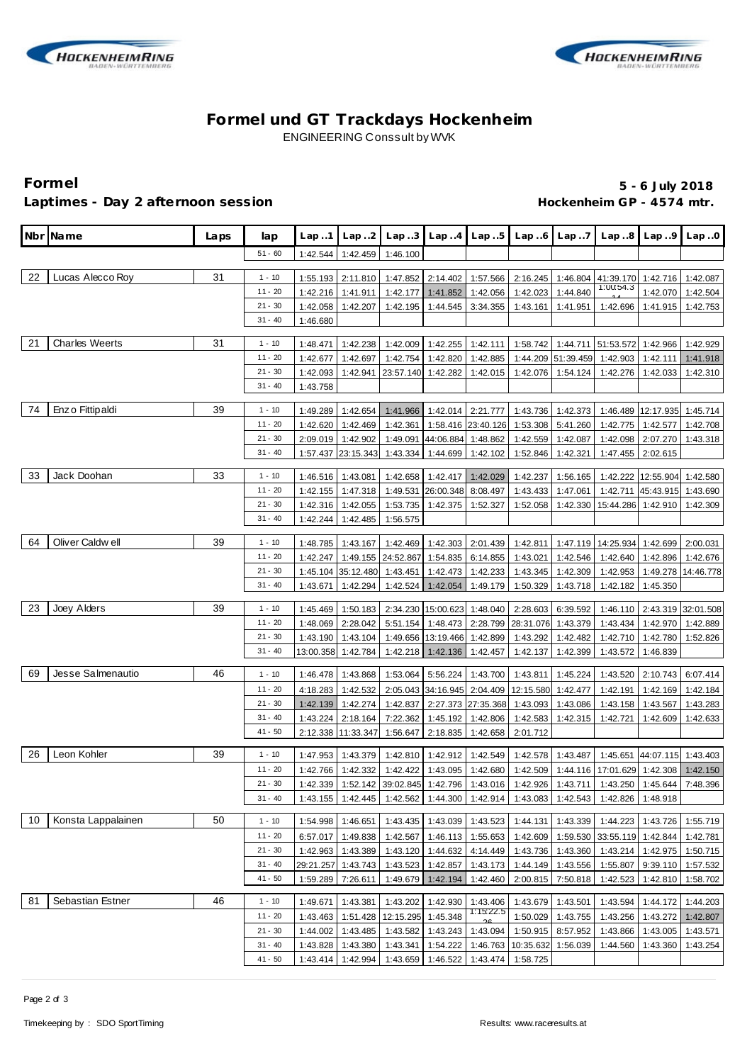# Formel und GT Trackdays Hockenheim

ENGINEERING Conssult by WVK

**Formel** — **5 - 6 July 2018**

**Laptimes - Day 2 afternoon session** — **Hockenheim GP - 4574 mtr.**

| Nbr | Name | Laps | lap | Lap..1 | Lap..2 | Lap..3 | Lap..4 | Lap..5 | Lap..6 | Lap..7 | Lap..8 | Lap..9 | Lap..0 |
|---|---|---|---|---|---|---|---|---|---|---|---|---|---|
| | | | 51 - 60 | 1:42.544 | 1:42.459 | 1:46.100 | | | | | | | |
| 22 | Lucas Alecco Roy | 31 | 1 - 10 | 1:55.193 | 2:11.810 | 1:47.852 | 2:14.402 | 1:57.566 | 2:16.245 | 1:46.804 | 41:39.170 | 1:42.716 | 1:42.087 |
| | | | 11 - 20 | 1:42.216 | 1:41.911 | 1:42.177 | 1:41.852 | 1:42.056 | 1:42.023 | 1:44.840 | 1:00:54.314 | 1:42.070 | 1:42.504 |
| | | | 21 - 30 | 1:42.058 | 1:42.207 | 1:42.195 | 1:44.545 | 3:34.355 | 1:43.161 | 1:41.951 | 1:42.696 | 1:41.915 | 1:42.753 |
| | | | 31 - 40 | 1:46.680 | | | | | | | | | |
| 21 | Charles Weerts | 31 | 1 - 10 | 1:48.471 | 1:42.238 | 1:42.009 | 1:42.255 | 1:42.111 | 1:58.742 | 1:44.711 | 51:53.572 | 1:42.966 | 1:42.929 |
| | | | 11 - 20 | 1:42.677 | 1:42.697 | 1:42.754 | 1:42.820 | 1:42.885 | 1:44.209 | 51:39.459 | 1:42.903 | 1:42.111 | 1:41.918 |
| | | | 21 - 30 | 1:42.093 | 1:42.941 | 23:57.140 | 1:42.282 | 1:42.015 | 1:42.076 | 1:54.124 | 1:42.276 | 1:42.033 | 1:42.310 |
| | | | 31 - 40 | 1:43.758 | | | | | | | | | |
| 74 | Enzo Fittipaldi | 39 | 1 - 10 | 1:49.289 | 1:42.654 | 1:41.966 | 1:42.014 | 2:21.777 | 1:43.736 | 1:42.373 | 1:46.489 | 12:17.935 | 1:45.714 |
| | | | 11 - 20 | 1:42.620 | 1:42.469 | 1:42.361 | 1:58.416 | 23:40.126 | 1:53.308 | 5:41.260 | 1:42.775 | 1:42.577 | 1:42.708 |
| | | | 21 - 30 | 2:09.019 | 1:42.902 | 1:49.091 | 44:06.884 | 1:48.862 | 1:42.559 | 1:42.087 | 1:42.098 | 2:07.270 | 1:43.318 |
| | | | 31 - 40 | 1:57.437 | 23:15.343 | 1:43.334 | 1:44.699 | 1:42.102 | 1:52.846 | 1:42.321 | 1:47.455 | 2:02.615 | |
| 33 | Jack Doohan | 33 | 1 - 10 | 1:46.516 | 1:43.081 | 1:42.658 | 1:42.417 | 1:42.029 | 1:42.237 | 1:56.165 | 1:42.222 | 12:55.904 | 1:42.580 |
| | | | 11 - 20 | 1:42.155 | 1:47.318 | 1:49.531 | 26:00.348 | 8:08.497 | 1:43.433 | 1:47.061 | 1:42.711 | 45:43.915 | 1:43.690 |
| | | | 21 - 30 | 1:42.316 | 1:42.055 | 1:53.735 | 1:42.375 | 1:52.327 | 1:52.058 | 1:42.330 | 15:44.286 | 1:42.910 | 1:42.309 |
| | | | 31 - 40 | 1:42.244 | 1:42.485 | 1:56.575 | | | | | | | |
| 64 | Oliver Caldwell | 39 | 1 - 10 | 1:48.785 | 1:43.167 | 1:42.469 | 1:42.303 | 2:01.439 | 1:42.811 | 1:47.119 | 14:25.934 | 1:42.699 | 2:00.031 |
| | | | 11 - 20 | 1:42.247 | 1:49.155 | 24:52.867 | 1:54.835 | 6:14.855 | 1:43.021 | 1:42.546 | 1:42.640 | 1:42.896 | 1:42.676 |
| | | | 21 - 30 | 1:45.104 | 35:12.480 | 1:43.451 | 1:42.473 | 1:42.233 | 1:43.345 | 1:42.309 | 1:42.953 | 1:49.278 | 14:46.778 |
| | | | 31 - 40 | 1:43.671 | 1:42.294 | 1:42.524 | 1:42.054 | 1:49.179 | 1:50.329 | 1:43.718 | 1:42.182 | 1:45.350 | |
| 23 | Joey Alders | 39 | 1 - 10 | 1:45.469 | 1:50.183 | 2:34.230 | 15:00.623 | 1:48.040 | 2:28.603 | 6:39.592 | 1:46.110 | 2:43.319 | 32:01.508 |
| | | | 11 - 20 | 1:48.069 | 2:28.042 | 5:51.154 | 1:48.473 | 2:28.799 | 28:31.076 | 1:43.379 | 1:43.434 | 1:42.970 | 1:42.889 |
| | | | 21 - 30 | 1:43.190 | 1:43.104 | 1:49.656 | 13:19.466 | 1:42.899 | 1:43.292 | 1:42.482 | 1:42.710 | 1:42.780 | 1:52.826 |
| | | | 31 - 40 | 13:00.358 | 1:42.784 | 1:42.218 | 1:42.136 | 1:42.457 | 1:42.137 | 1:42.399 | 1:43.572 | 1:46.839 | |
| 69 | Jesse Salmenautio | 46 | 1 - 10 | 1:46.478 | 1:43.868 | 1:53.064 | 5:56.224 | 1:43.700 | 1:43.811 | 1:45.224 | 1:43.520 | 2:10.743 | 6:07.414 |
| | | | 11 - 20 | 4:18.283 | 1:42.532 | 2:05.043 | 34:16.945 | 2:04.409 | 12:15.580 | 1:42.477 | 1:42.191 | 1:42.169 | 1:42.184 |
| | | | 21 - 30 | 1:42.139 | 1:42.274 | 1:42.837 | 2:27.373 | 27:35.368 | 1:43.093 | 1:43.086 | 1:43.158 | 1:43.567 | 1:43.283 |
| | | | 31 - 40 | 1:43.224 | 2:18.164 | 7:22.362 | 1:45.192 | 1:42.806 | 1:42.583 | 1:42.315 | 1:42.721 | 1:42.609 | 1:42.633 |
| | | | 41 - 50 | 2:12.338 | 11:33.347 | 1:56.647 | 2:18.835 | 1:42.658 | 2:01.712 | | | | |
| 26 | Leon Kohler | 39 | 1 - 10 | 1:47.953 | 1:43.379 | 1:42.810 | 1:42.912 | 1:42.549 | 1:42.578 | 1:43.487 | 1:45.651 | 44:07.115 | 1:43.403 |
| | | | 11 - 20 | 1:42.766 | 1:42.332 | 1:42.422 | 1:43.095 | 1:42.680 | 1:42.509 | 1:44.116 | 17:01.629 | 1:42.308 | 1:42.150 |
| | | | 21 - 30 | 1:42.339 | 1:52.142 | 39:02.845 | 1:42.796 | 1:43.016 | 1:42.926 | 1:43.711 | 1:43.250 | 1:45.644 | 7:48.396 |
| | | | 31 - 40 | 1:43.155 | 1:42.445 | 1:42.562 | 1:44.300 | 1:42.914 | 1:43.083 | 1:42.543 | 1:42.826 | 1:48.918 | |
| 10 | Konsta Lappalainen | 50 | 1 - 10 | 1:54.998 | 1:46.651 | 1:43.435 | 1:43.039 | 1:43.523 | 1:44.131 | 1:43.339 | 1:44.223 | 1:43.726 | 1:55.719 |
| | | | 11 - 20 | 6:57.017 | 1:49.838 | 1:42.567 | 1:46.113 | 1:55.653 | 1:42.609 | 1:59.530 | 33:55.119 | 1:42.844 | 1:42.781 |
| | | | 21 - 30 | 1:42.963 | 1:43.389 | 1:43.120 | 1:44.632 | 4:14.449 | 1:43.736 | 1:43.360 | 1:43.214 | 1:42.975 | 1:50.715 |
| | | | 31 - 40 | 29:21.257 | 1:43.743 | 1:43.523 | 1:42.857 | 1:43.173 | 1:44.149 | 1:43.556 | 1:55.807 | 9:39.110 | 1:57.532 |
| | | | 41 - 50 | 1:59.289 | 7:26.611 | 1:49.679 | 1:42.194 | 1:42.460 | 2:00.815 | 7:50.818 | 1:42.523 | 1:42.810 | 1:58.702 |
| 81 | Sebastian Estner | 46 | 1 - 10 | 1:49.671 | 1:43.381 | 1:43.202 | 1:42.930 | 1:43.406 | 1:43.679 | 1:43.501 | 1:43.594 | 1:44.172 | 1:44.203 |
| | | | 11 - 20 | 1:43.463 | 1:51.428 | 12:15.295 | 1:45.348 | 1:15:22.526 | 1:50.029 | 1:43.755 | 1:43.256 | 1:43.272 | 1:42.807 |
| | | | 21 - 30 | 1:44.002 | 1:43.485 | 1:43.582 | 1:43.243 | 1:43.094 | 1:50.915 | 8:57.952 | 1:43.866 | 1:43.005 | 1:43.571 |
| | | | 31 - 40 | 1:43.828 | 1:43.380 | 1:43.341 | 1:54.222 | 1:46.763 | 10:35.632 | 1:56.039 | 1:44.560 | 1:43.360 | 1:43.254 |
| | | | 41 - 50 | 1:43.414 | 1:42.994 | 1:43.659 | 1:46.522 | 1:43.474 | 1:58.725 | | | | |

Timekeeping by : SDO SportTiming — Results: www.raceresults.at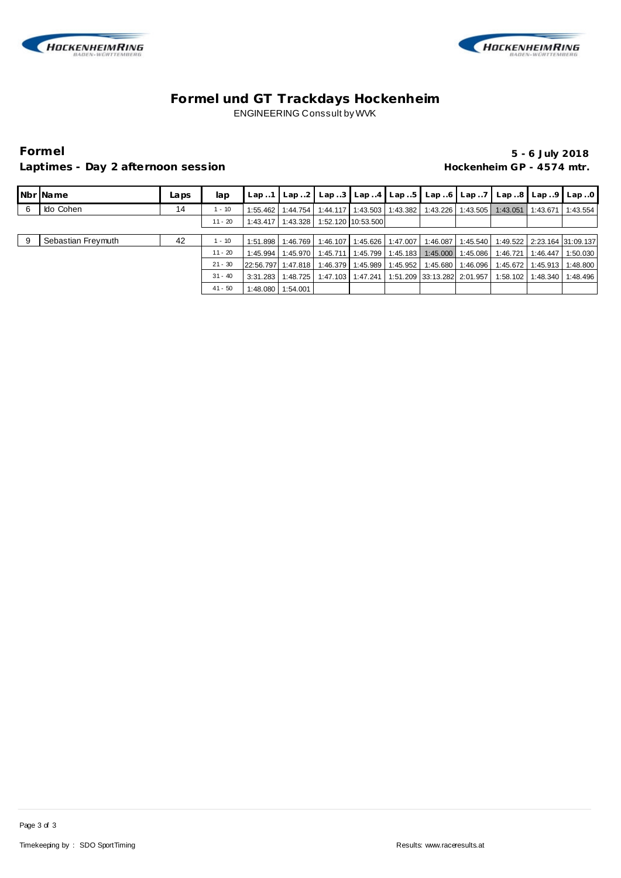# Formel und GT Trackdays Hockenheim

ENGINEERING Conssult by WVK

**Formel**

**Laptimes - Day 2 afternoon session**

**5 - 6 July 2018**

**Hockenheim GP - 4574 mtr.**

| Nbr | Name | Laps | lap | Lap ..1 | Lap ..2 | Lap ..3 | Lap ..4 | Lap ..5 | Lap ..6 | Lap ..7 | Lap ..8 | Lap ..9 | Lap ..0 |
|---|---|---|---|---|---|---|---|---|---|---|---|---|---|
| 6 | Ido Cohen | 14 | 1 - 10 | 1:55.462 | 1:44.754 | 1:44.117 | 1:43.503 | 1:43.382 | 1:43.226 | 1:43.505 | 1:43.051 | 1:43.671 | 1:43.554 |
| | | | 11 - 20 | 1:43.417 | 1:43.328 | 1:52.120 | 10:53.500 | | | | | | |
| 9 | Sebastian Freymuth | 42 | 1 - 10 | 1:51.898 | 1:46.769 | 1:46.107 | 1:45.626 | 1:47.007 | 1:46.087 | 1:45.540 | 1:49.522 | 2:23.164 | 31:09.137 |
| | | | 11 - 20 | 1:45.994 | 1:45.970 | 1:45.711 | 1:45.799 | 1:45.183 | 1:45.000 | 1:45.086 | 1:46.721 | 1:46.447 | 1:50.030 |
| | | | 21 - 30 | 22:56.797 | 1:47.818 | 1:46.379 | 1:45.989 | 1:45.952 | 1:45.680 | 1:46.096 | 1:45.672 | 1:45.913 | 1:48.800 |
| | | | 31 - 40 | 3:31.283 | 1:48.725 | 1:47.103 | 1:47.241 | 1:51.209 | 33:13.282 | 2:01.957 | 1:58.102 | 1:48.340 | 1:48.496 |
| | | | 41 - 50 | 1:48.080 | 1:54.001 | | | | | | | | |

Timekeeping by : SDO SportTiming

Results: www.raceresults.at